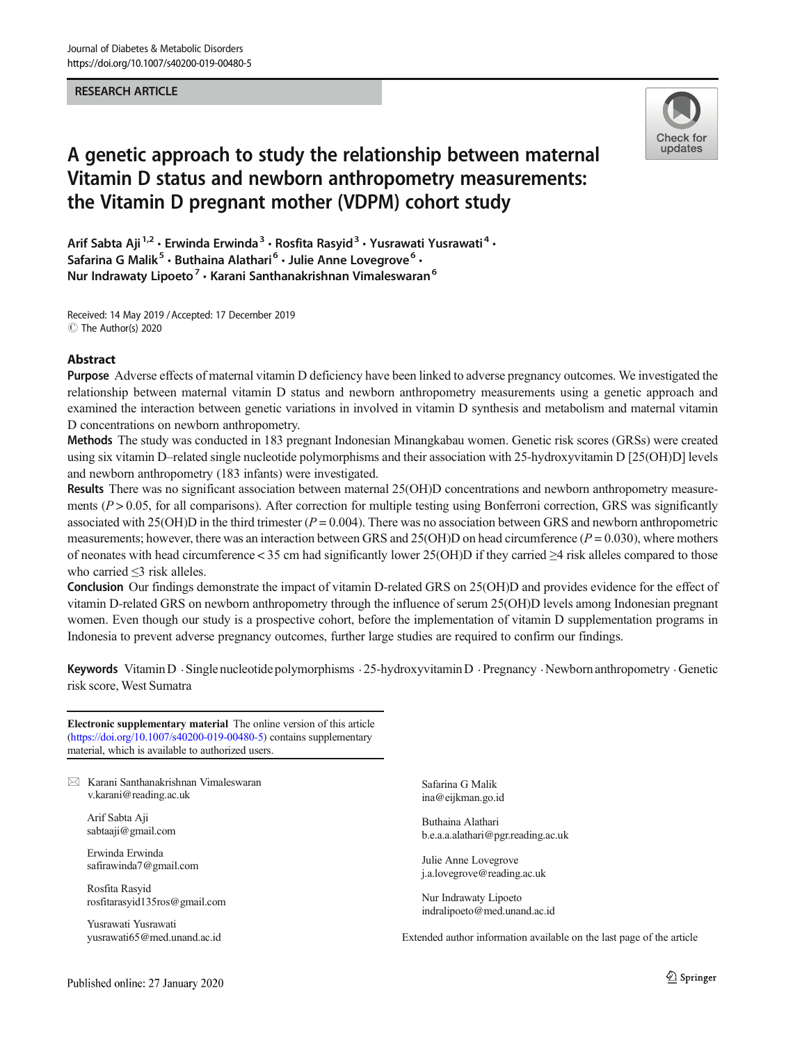RESEARCH ARTICLE

# A genetic approach to study the relationship between maternal Vitamin D status and newborn anthropometry measurements: the Vitamin D pregnant mother (VDPM) cohort study

Arif Sabta Aji[1,2] · Erwinda Erwinda[3] · Rosfita Rasyid[3] · Yusrawati Yusrawati[4] · Safarina G Malik[5] · Buthaina Alathari[6] · Julie Anne Lovegrove[6] · Nur Indrawaty Lipoeto[7] · Karani Santhanakrishnan Vimaleswaran[6]

Received: 14 May 2019 / Accepted: 17 December 2019
© The Author(s) 2020

## Abstract

**Purpose** Adverse effects of maternal vitamin D deficiency have been linked to adverse pregnancy outcomes. We investigated the relationship between maternal vitamin D status and newborn anthropometry measurements using a genetic approach and examined the interaction between genetic variations in involved in vitamin D synthesis and metabolism and maternal vitamin D concentrations on newborn anthropometry.

**Methods** The study was conducted in 183 pregnant Indonesian Minangkabau women. Genetic risk scores (GRSs) were created using six vitamin D–related single nucleotide polymorphisms and their association with 25-hydroxyvitamin D [25(OH)D] levels and newborn anthropometry (183 infants) were investigated.

**Results** There was no significant association between maternal 25(OH)D concentrations and newborn anthropometry measurements ($P > 0.05$, for all comparisons). After correction for multiple testing using Bonferroni correction, GRS was significantly associated with 25(OH)D in the third trimester ($P = 0.004$). There was no association between GRS and newborn anthropometric measurements; however, there was an interaction between GRS and 25(OH)D on head circumference ($P = 0.030$), where mothers of neonates with head circumference < 35 cm had significantly lower 25(OH)D if they carried ≥4 risk alleles compared to those who carried ≤3 risk alleles.

**Conclusion** Our findings demonstrate the impact of vitamin D-related GRS on 25(OH)D and provides evidence for the effect of vitamin D-related GRS on newborn anthropometry through the influence of serum 25(OH)D levels among Indonesian pregnant women. Even though our study is a prospective cohort, before the implementation of vitamin D supplementation programs in Indonesia to prevent adverse pregnancy outcomes, further large studies are required to confirm our findings.

**Keywords** Vitamin D · Single nucleotide polymorphisms · 25-hydroxyvitamin D · Pregnancy · Newborn anthropometry · Genetic risk score, West Sumatra

**Electronic supplementary material** The online version of this article (https://doi.org/10.1007/s40200-019-00480-5) contains supplementary material, which is available to authorized users.

✉ Karani Santhanakrishnan Vimaleswaran
v.karani@reading.ac.uk

Arif Sabta Aji
sabtaaji@gmail.com

Erwinda Erwinda
safirawinda7@gmail.com

Rosfita Rasyid
rosfitarasyid135ros@gmail.com

Yusrawati Yusrawati
yusrawati65@med.unand.ac.id

Safarina G Malik
ina@eijkman.go.id

Buthaina Alathari
b.e.a.a.alathari@pgr.reading.ac.uk

Julie Anne Lovegrove
j.a.lovegrove@reading.ac.uk

Nur Indrawaty Lipoeto
indralipoeto@med.unand.ac.id

Extended author information available on the last page of the article

Published online: 27 January 2020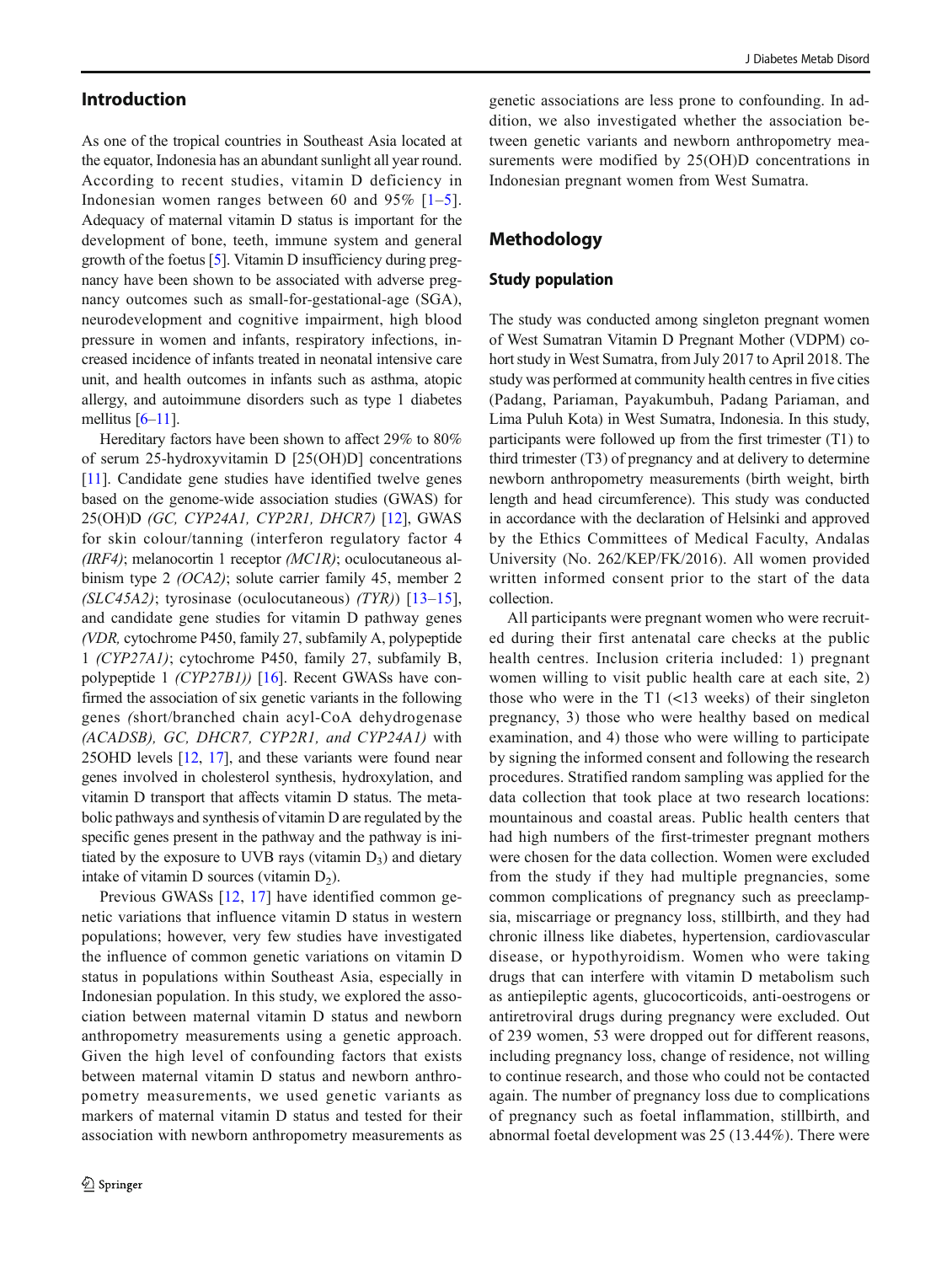## Introduction

As one of the tropical countries in Southeast Asia located at the equator, Indonesia has an abundant sunlight all year round. According to recent studies, vitamin D deficiency in Indonesian women ranges between 60 and 95% [1–5]. Adequacy of maternal vitamin D status is important for the development of bone, teeth, immune system and general growth of the foetus [5]. Vitamin D insufficiency during pregnancy have been shown to be associated with adverse pregnancy outcomes such as small-for-gestational-age (SGA), neurodevelopment and cognitive impairment, high blood pressure in women and infants, respiratory infections, increased incidence of infants treated in neonatal intensive care unit, and health outcomes in infants such as asthma, atopic allergy, and autoimmune disorders such as type 1 diabetes mellitus [6–11].

Hereditary factors have been shown to affect 29% to 80% of serum 25-hydroxyvitamin D [25(OH)D] concentrations [11]. Candidate gene studies have identified twelve genes based on the genome-wide association studies (GWAS) for 25(OH)D *(GC, CYP24A1, CYP2R1, DHCR7)* [12], GWAS for skin colour/tanning (interferon regulatory factor 4 *(IRF4)*; melanocortin 1 receptor *(MC1R)*; oculocutaneous albinism type 2 *(OCA2)*; solute carrier family 45, member 2 *(SLC45A2)*; tyrosinase (oculocutaneous) *(TYR)*) [13–15], and candidate gene studies for vitamin D pathway genes *(VDR,* cytochrome P450, family 27, subfamily A, polypeptide 1 *(CYP27A1)*; cytochrome P450, family 27, subfamily B, polypeptide 1 *(CYP27B1))* [16]. Recent GWASs have confirmed the association of six genetic variants in the following genes *(*short/branched chain acyl-CoA dehydrogenase *(ACADSB), GC, DHCR7, CYP2R1, and CYP24A1)* with 25OHD levels [12, 17], and these variants were found near genes involved in cholesterol synthesis, hydroxylation, and vitamin D transport that affects vitamin D status. The metabolic pathways and synthesis of vitamin D are regulated by the specific genes present in the pathway and the pathway is initiated by the exposure to UVB rays (vitamin $D_3$) and dietary intake of vitamin D sources (vitamin $D_2$).

Previous GWASs [12, 17] have identified common genetic variations that influence vitamin D status in western populations; however, very few studies have investigated the influence of common genetic variations on vitamin D status in populations within Southeast Asia, especially in Indonesian population. In this study, we explored the association between maternal vitamin D status and newborn anthropometry measurements using a genetic approach. Given the high level of confounding factors that exists between maternal vitamin D status and newborn anthropometry measurements, we used genetic variants as markers of maternal vitamin D status and tested for their association with newborn anthropometry measurements as genetic associations are less prone to confounding. In addition, we also investigated whether the association between genetic variants and newborn anthropometry measurements were modified by 25(OH)D concentrations in Indonesian pregnant women from West Sumatra.

## Methodology

### Study population

The study was conducted among singleton pregnant women of West Sumatran Vitamin D Pregnant Mother (VDPM) cohort study in West Sumatra, from July 2017 to April 2018. The study was performed at community health centres in five cities (Padang, Pariaman, Payakumbuh, Padang Pariaman, and Lima Puluh Kota) in West Sumatra, Indonesia. In this study, participants were followed up from the first trimester (T1) to third trimester (T3) of pregnancy and at delivery to determine newborn anthropometry measurements (birth weight, birth length and head circumference). This study was conducted in accordance with the declaration of Helsinki and approved by the Ethics Committees of Medical Faculty, Andalas University (No. 262/KEP/FK/2016). All women provided written informed consent prior to the start of the data collection.

All participants were pregnant women who were recruited during their first antenatal care checks at the public health centres. Inclusion criteria included: 1) pregnant women willing to visit public health care at each site, 2) those who were in the T1 (<13 weeks) of their singleton pregnancy, 3) those who were healthy based on medical examination, and 4) those who were willing to participate by signing the informed consent and following the research procedures. Stratified random sampling was applied for the data collection that took place at two research locations: mountainous and coastal areas. Public health centers that had high numbers of the first-trimester pregnant mothers were chosen for the data collection. Women were excluded from the study if they had multiple pregnancies, some common complications of pregnancy such as preeclampsia, miscarriage or pregnancy loss, stillbirth, and they had chronic illness like diabetes, hypertension, cardiovascular disease, or hypothyroidism. Women who were taking drugs that can interfere with vitamin D metabolism such as antiepileptic agents, glucocorticoids, anti-oestrogens or antiretroviral drugs during pregnancy were excluded. Out of 239 women, 53 were dropped out for different reasons, including pregnancy loss, change of residence, not willing to continue research, and those who could not be contacted again. The number of pregnancy loss due to complications of pregnancy such as foetal inflammation, stillbirth, and abnormal foetal development was 25 (13.44%). There were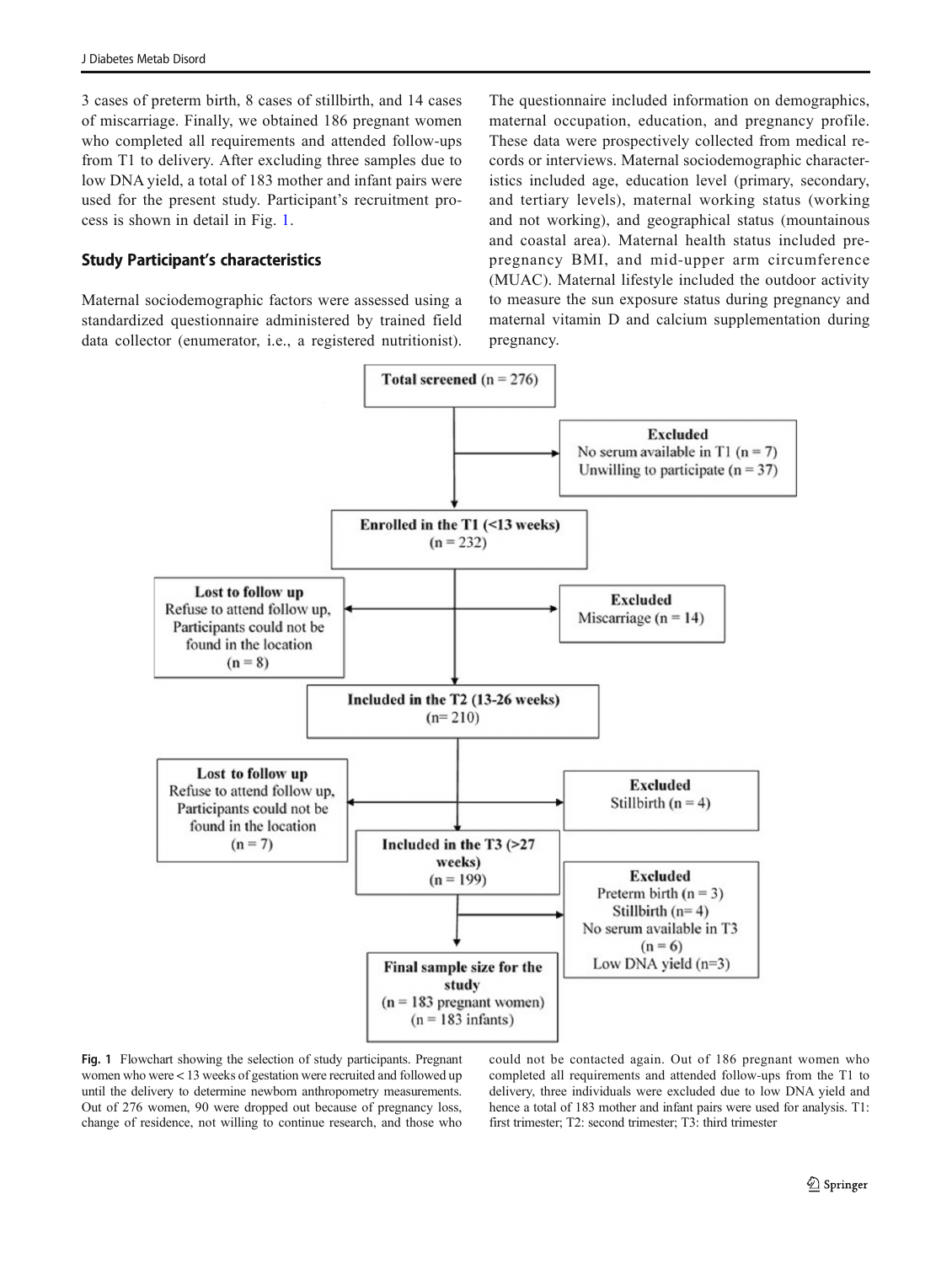3 cases of preterm birth, 8 cases of stillbirth, and 14 cases of miscarriage. Finally, we obtained 186 pregnant women who completed all requirements and attended follow-ups from T1 to delivery. After excluding three samples due to low DNA yield, a total of 183 mother and infant pairs were used for the present study. Participant's recruitment process is shown in detail in Fig. 1.

## Study Participant's characteristics

Maternal sociodemographic factors were assessed using a standardized questionnaire administered by trained field data collector (enumerator, i.e., a registered nutritionist). The questionnaire included information on demographics, maternal occupation, education, and pregnancy profile. These data were prospectively collected from medical records or interviews. Maternal sociodemographic characteristics included age, education level (primary, secondary, and tertiary levels), maternal working status (working and not working), and geographical status (mountainous and coastal area). Maternal health status included pre-pregnancy BMI, and mid-upper arm circumference (MUAC). Maternal lifestyle included the outdoor activity to measure the sun exposure status during pregnancy and maternal vitamin D and calcium supplementation during pregnancy.

**Total screened** (n = 276)

**Excluded**
No serum available in T1 (n = 7)
Unwilling to participate (n = 37)

**Enrolled in the T1 (<13 weeks)**
(n = 232)

**Lost to follow up**
Refuse to attend follow up, Participants could not be found in the location
(n = 8)

**Excluded**
Miscarriage (n = 14)

**Included in the T2 (13-26 weeks)**
(n= 210)

**Lost to follow up**
Refuse to attend follow up, Participants could not be found in the location
(n = 7)

**Excluded**
Stillbirth (n = 4)

**Included in the T3 (>27 weeks)**
(n = 199)

**Excluded**
Preterm birth (n = 3)
Stillbirth (n= 4)
No serum available in T3 (n = 6)
Low DNA yield (n=3)

**Final sample size for the study**
(n = 183 pregnant women)
(n = 183 infants)

**Fig. 1** Flowchart showing the selection of study participants. Pregnant women who were < 13 weeks of gestation were recruited and followed up until the delivery to determine newborn anthropometry measurements. Out of 276 women, 90 were dropped out because of pregnancy loss, change of residence, not willing to continue research, and those who could not be contacted again. Out of 186 pregnant women who completed all requirements and attended follow-ups from the T1 to delivery, three individuals were excluded due to low DNA yield and hence a total of 183 mother and infant pairs were used for analysis. T1: first trimester; T2: second trimester; T3: third trimester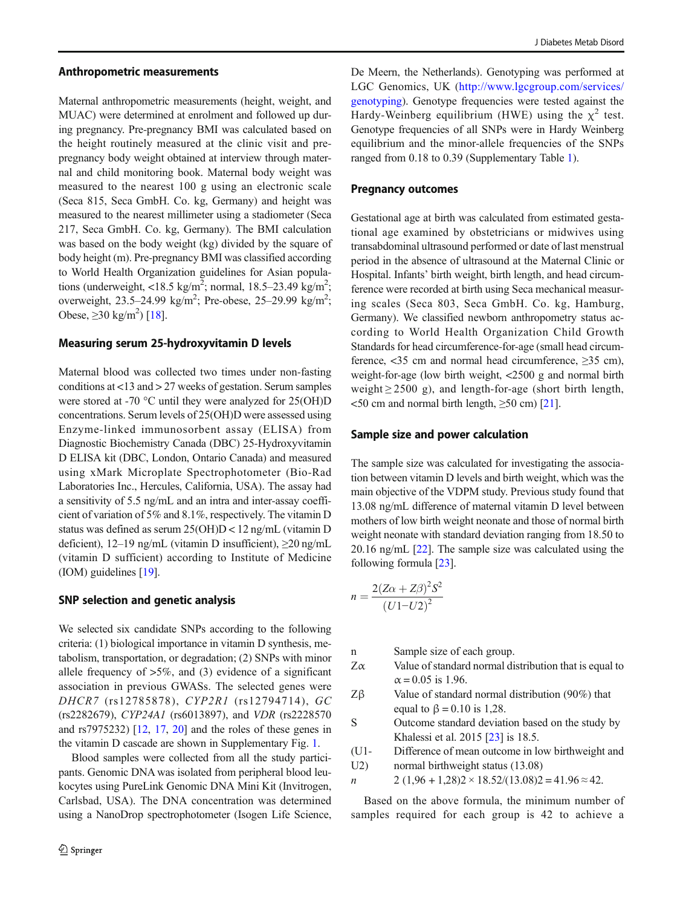### Anthropometric measurements

Maternal anthropometric measurements (height, weight, and MUAC) were determined at enrolment and followed up during pregnancy. Pre-pregnancy BMI was calculated based on the height routinely measured at the clinic visit and pre-pregnancy body weight obtained at interview through maternal and child monitoring book. Maternal body weight was measured to the nearest 100 g using an electronic scale (Seca 815, Seca GmbH. Co. kg, Germany) and height was measured to the nearest millimeter using a stadiometer (Seca 217, Seca GmbH. Co. kg, Germany). The BMI calculation was based on the body weight (kg) divided by the square of body height (m). Pre-pregnancy BMI was classified according to World Health Organization guidelines for Asian populations (underweight, <18.5 kg/m$^2$; normal, 18.5–23.49 kg/m$^2$; overweight, 23.5–24.99 kg/m$^2$; Pre-obese, 25–29.99 kg/m$^2$; Obese, ≥30 kg/m$^2$) [18].

### Measuring serum 25-hydroxyvitamin D levels

Maternal blood was collected two times under non-fasting conditions at <13 and > 27 weeks of gestation. Serum samples were stored at -70 °C until they were analyzed for 25(OH)D concentrations. Serum levels of 25(OH)D were assessed using Enzyme-linked immunosorbent assay (ELISA) from Diagnostic Biochemistry Canada (DBC) 25-Hydroxyvitamin D ELISA kit (DBC, London, Ontario Canada) and measured using xMark Microplate Spectrophotometer (Bio-Rad Laboratories Inc., Hercules, California, USA). The assay had a sensitivity of 5.5 ng/mL and an intra and inter-assay coefficient of variation of 5% and 8.1%, respectively. The vitamin D status was defined as serum 25(OH)D < 12 ng/mL (vitamin D deficient), 12–19 ng/mL (vitamin D insufficient), ≥20 ng/mL (vitamin D sufficient) according to Institute of Medicine (IOM) guidelines [19].

### SNP selection and genetic analysis

We selected six candidate SNPs according to the following criteria: (1) biological importance in vitamin D synthesis, metabolism, transportation, or degradation; (2) SNPs with minor allele frequency of >5%, and (3) evidence of a significant association in previous GWASs. The selected genes were *DHCR7* (rs12785878), *CYP2R1* (rs12794714), *GC* (rs2282679), *CYP24A1* (rs6013897), and *VDR* (rs2228570 and rs7975232) [12, 17, 20] and the roles of these genes in the vitamin D cascade are shown in Supplementary Fig. 1.

Blood samples were collected from all the study participants. Genomic DNA was isolated from peripheral blood leukocytes using PureLink Genomic DNA Mini Kit (Invitrogen, Carlsbad, USA). The DNA concentration was determined using a NanoDrop spectrophotometer (Isogen Life Science, De Meern, the Netherlands). Genotyping was performed at LGC Genomics, UK (http://www.lgcgroup.com/services/genotyping). Genotype frequencies were tested against the Hardy-Weinberg equilibrium (HWE) using the $\chi^2$ test. Genotype frequencies of all SNPs were in Hardy Weinberg equilibrium and the minor-allele frequencies of the SNPs ranged from 0.18 to 0.39 (Supplementary Table 1).

### Pregnancy outcomes

Gestational age at birth was calculated from estimated gestational age examined by obstetricians or midwives using transabdominal ultrasound performed or date of last menstrual period in the absence of ultrasound at the Maternal Clinic or Hospital. Infants' birth weight, birth length, and head circumference were recorded at birth using Seca mechanical measuring scales (Seca 803, Seca GmbH. Co. kg, Hamburg, Germany). We classified newborn anthropometry status according to World Health Organization Child Growth Standards for head circumference-for-age (small head circumference, <35 cm and normal head circumference, ≥35 cm), weight-for-age (low birth weight, <2500 g and normal birth weight ≥ 2500 g), and length-for-age (short birth length, <50 cm and normal birth length, ≥50 cm) [21].

### Sample size and power calculation

The sample size was calculated for investigating the association between vitamin D levels and birth weight, which was the main objective of the VDPM study. Previous study found that 13.08 ng/mL difference of maternal vitamin D level between mothers of low birth weight neonate and those of normal birth weight neonate with standard deviation ranging from 18.50 to 20.16 ng/mL [22]. The sample size was calculated using the following formula [23].

$$n = \frac{2(Z\alpha + Z\beta)^2 S^2}{(U1 - U2)^2}$$

| | |
|---|---|
| n | Sample size of each group. |
| Zα | Value of standard normal distribution that is equal to α = 0.05 is 1.96. |
| Zβ | Value of standard normal distribution (90%) that equal to β = 0.10 is 1,28. |
| S | Outcome standard deviation based on the study by Khalessi et al. 2015 [23] is 18.5. |
| (U1-U2) | Difference of mean outcome in low birthweight and normal birthweight status (13.08) |
| *n* | 2 (1,96 + 1,28)2 × 18.52/(13.08)2 = 41.96 ≈ 42. |

Based on the above formula, the minimum number of samples required for each group is 42 to achieve a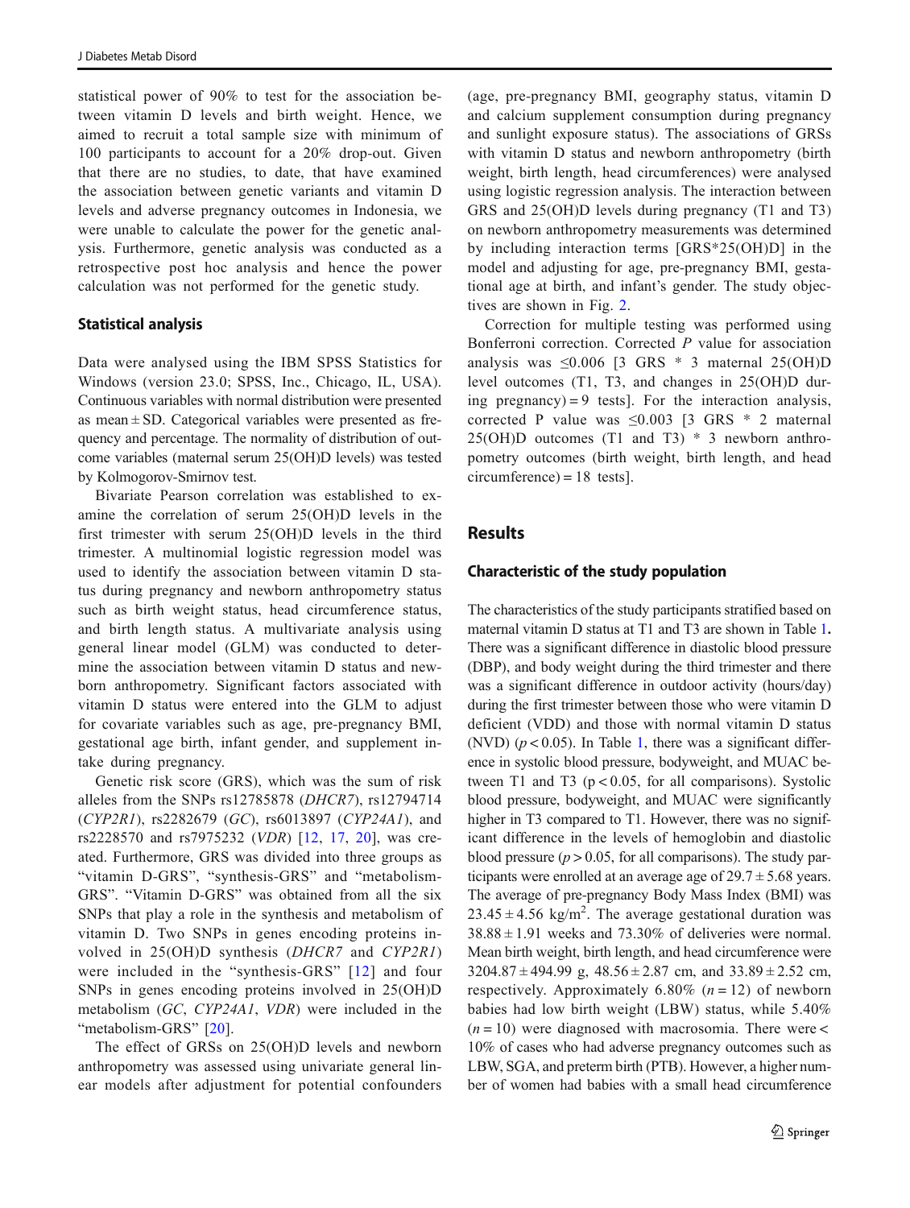statistical power of 90% to test for the association between vitamin D levels and birth weight. Hence, we aimed to recruit a total sample size with minimum of 100 participants to account for a 20% drop-out. Given that there are no studies, to date, that have examined the association between genetic variants and vitamin D levels and adverse pregnancy outcomes in Indonesia, we were unable to calculate the power for the genetic analysis. Furthermore, genetic analysis was conducted as a retrospective post hoc analysis and hence the power calculation was not performed for the genetic study.

### Statistical analysis

Data were analysed using the IBM SPSS Statistics for Windows (version 23.0; SPSS, Inc., Chicago, IL, USA). Continuous variables with normal distribution were presented as mean ± SD. Categorical variables were presented as frequency and percentage. The normality of distribution of outcome variables (maternal serum 25(OH)D levels) was tested by Kolmogorov-Smirnov test.

Bivariate Pearson correlation was established to examine the correlation of serum 25(OH)D levels in the first trimester with serum 25(OH)D levels in the third trimester. A multinomial logistic regression model was used to identify the association between vitamin D status during pregnancy and newborn anthropometry status such as birth weight status, head circumference status, and birth length status. A multivariate analysis using general linear model (GLM) was conducted to determine the association between vitamin D status and newborn anthropometry. Significant factors associated with vitamin D status were entered into the GLM to adjust for covariate variables such as age, pre-pregnancy BMI, gestational age birth, infant gender, and supplement intake during pregnancy.

Genetic risk score (GRS), which was the sum of risk alleles from the SNPs rs12785878 (*DHCR7*), rs12794714 (*CYP2R1*), rs2282679 (*GC*), rs6013897 (*CYP24A1*), and rs2228570 and rs7975232 (*VDR*) [12, 17, 20], was created. Furthermore, GRS was divided into three groups as "vitamin D-GRS", "synthesis-GRS" and "metabolism-GRS". "Vitamin D-GRS" was obtained from all the six SNPs that play a role in the synthesis and metabolism of vitamin D. Two SNPs in genes encoding proteins involved in 25(OH)D synthesis (*DHCR7* and *CYP2R1*) were included in the "synthesis-GRS" [12] and four SNPs in genes encoding proteins involved in 25(OH)D metabolism (*GC*, *CYP24A1*, *VDR*) were included in the "metabolism-GRS" [20].

The effect of GRSs on 25(OH)D levels and newborn anthropometry was assessed using univariate general linear models after adjustment for potential confounders (age, pre-pregnancy BMI, geography status, vitamin D and calcium supplement consumption during pregnancy and sunlight exposure status). The associations of GRSs with vitamin D status and newborn anthropometry (birth weight, birth length, head circumferences) were analysed using logistic regression analysis. The interaction between GRS and 25(OH)D levels during pregnancy (T1 and T3) on newborn anthropometry measurements was determined by including interaction terms [GRS*25(OH)D] in the model and adjusting for age, pre-pregnancy BMI, gestational age at birth, and infant's gender. The study objectives are shown in Fig. 2.

Correction for multiple testing was performed using Bonferroni correction. Corrected $P$ value for association analysis was ≤0.006 [3 GRS * 3 maternal 25(OH)D level outcomes (T1, T3, and changes in 25(OH)D during pregnancy) = 9 tests]. For the interaction analysis, corrected P value was ≤0.003 [3 GRS * 2 maternal 25(OH)D outcomes (T1 and T3) * 3 newborn anthropometry outcomes (birth weight, birth length, and head circumference) = 18 tests].

## Results

### Characteristic of the study population

The characteristics of the study participants stratified based on maternal vitamin D status at T1 and T3 are shown in Table 1. There was a significant difference in diastolic blood pressure (DBP), and body weight during the third trimester and there was a significant difference in outdoor activity (hours/day) during the first trimester between those who were vitamin D deficient (VDD) and those with normal vitamin D status (NVD) ($p < 0.05$). In Table 1, there was a significant difference in systolic blood pressure, bodyweight, and MUAC between T1 and T3 ($p < 0.05$, for all comparisons). Systolic blood pressure, bodyweight, and MUAC were significantly higher in T3 compared to T1. However, there was no significant difference in the levels of hemoglobin and diastolic blood pressure ($p > 0.05$, for all comparisons). The study participants were enrolled at an average age of 29.7 ± 5.68 years. The average of pre-pregnancy Body Mass Index (BMI) was 23.45 ± 4.56 kg/m$^2$. The average gestational duration was 38.88 ± 1.91 weeks and 73.30% of deliveries were normal. Mean birth weight, birth length, and head circumference were 3204.87 ± 494.99 g, 48.56 ± 2.87 cm, and 33.89 ± 2.52 cm, respectively. Approximately 6.80% ($n = 12$) of newborn babies had low birth weight (LBW) status, while 5.40% ($n = 10$) were diagnosed with macrosomia. There were < 10% of cases who had adverse pregnancy outcomes such as LBW, SGA, and preterm birth (PTB). However, a higher number of women had babies with a small head circumference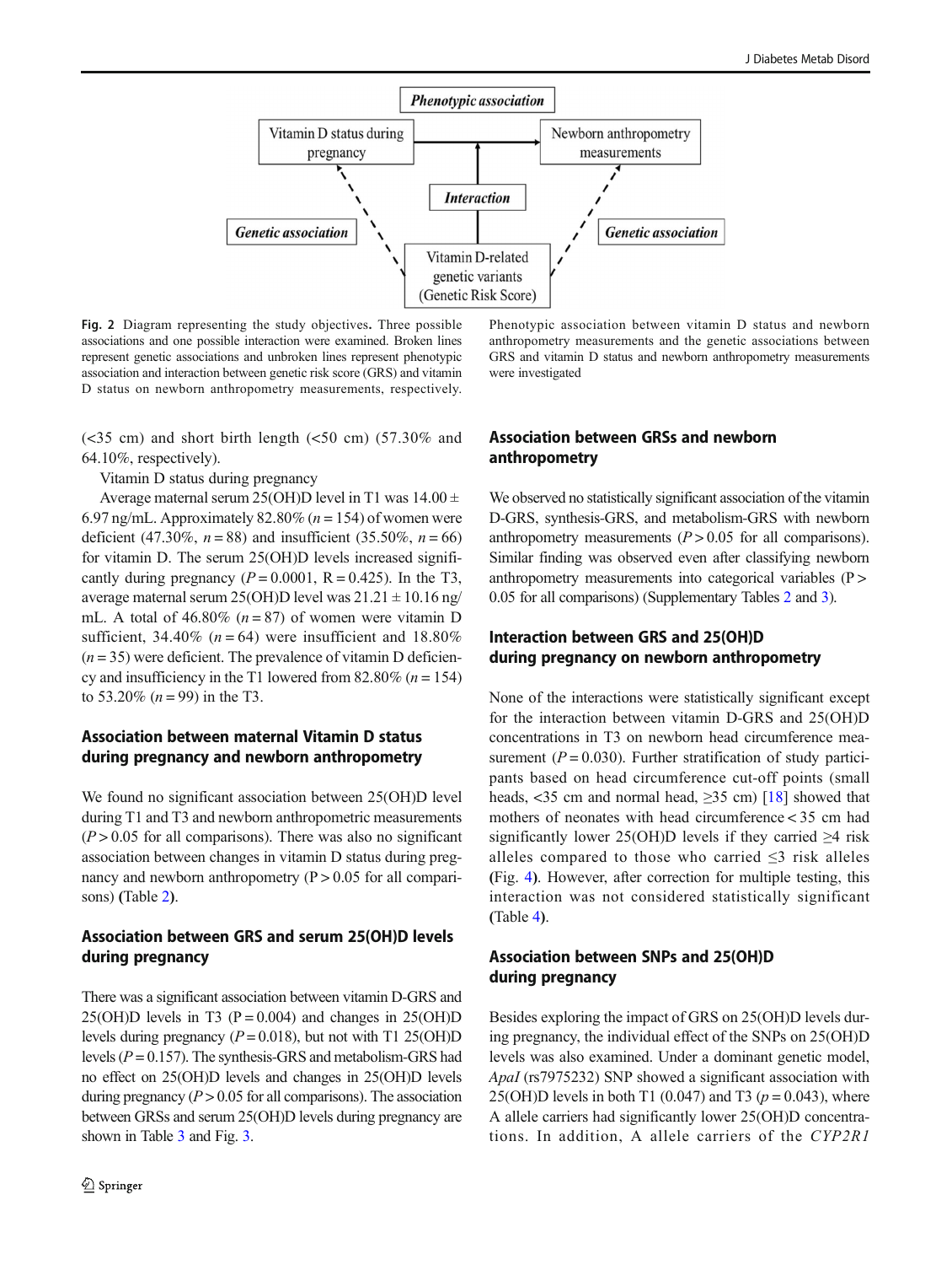Fig. 2 Diagram representing the study objectives. Three possible associations and one possible interaction were examined. Broken lines represent genetic associations and unbroken lines represent phenotypic association and interaction between genetic risk score (GRS) and vitamin D status on newborn anthropometry measurements, respectively. Phenotypic association between vitamin D status and newborn anthropometry measurements and the genetic associations between GRS and vitamin D status and newborn anthropometry measurements were investigated

(<35 cm) and short birth length (<50 cm) (57.30% and 64.10%, respectively).

Vitamin D status during pregnancy

Average maternal serum 25(OH)D level in T1 was 14.00 ± 6.97 ng/mL. Approximately 82.80% ($n = 154$) of women were deficient (47.30%, $n = 88$) and insufficient (35.50%, $n = 66$) for vitamin D. The serum 25(OH)D levels increased significantly during pregnancy ($P = 0.0001$, R = 0.425). In the T3, average maternal serum 25(OH)D level was 21.21 ± 10.16 ng/mL. A total of 46.80% ($n = 87$) of women were vitamin D sufficient, 34.40% ($n = 64$) were insufficient and 18.80% ($n = 35$) were deficient. The prevalence of vitamin D deficiency and insufficiency in the T1 lowered from 82.80% ($n = 154$) to 53.20% ($n = 99$) in the T3.

## Association between maternal Vitamin D status during pregnancy and newborn anthropometry

We found no significant association between 25(OH)D level during T1 and T3 and newborn anthropometric measurements ($P > 0.05$ for all comparisons). There was also no significant association between changes in vitamin D status during pregnancy and newborn anthropometry (P > 0.05 for all comparisons) (Table 2).

## Association between GRS and serum 25(OH)D levels during pregnancy

There was a significant association between vitamin D-GRS and 25(OH)D levels in T3 (P = 0.004) and changes in 25(OH)D levels during pregnancy ($P = 0.018$), but not with T1 25(OH)D levels ($P = 0.157$). The synthesis-GRS and metabolism-GRS had no effect on 25(OH)D levels and changes in 25(OH)D levels during pregnancy ($P > 0.05$ for all comparisons). The association between GRSs and serum 25(OH)D levels during pregnancy are shown in Table 3 and Fig. 3.

## Association between GRSs and newborn anthropometry

We observed no statistically significant association of the vitamin D-GRS, synthesis-GRS, and metabolism-GRS with newborn anthropometry measurements ($P > 0.05$ for all comparisons). Similar finding was observed even after classifying newborn anthropometry measurements into categorical variables (P > 0.05 for all comparisons) (Supplementary Tables 2 and 3).

## Interaction between GRS and 25(OH)D during pregnancy on newborn anthropometry

None of the interactions were statistically significant except for the interaction between vitamin D-GRS and 25(OH)D concentrations in T3 on newborn head circumference measurement ($P = 0.030$). Further stratification of study participants based on head circumference cut-off points (small heads, <35 cm and normal head, ≥35 cm) [18] showed that mothers of neonates with head circumference < 35 cm had significantly lower 25(OH)D levels if they carried ≥4 risk alleles compared to those who carried ≤3 risk alleles (Fig. 4). However, after correction for multiple testing, this interaction was not considered statistically significant (Table 4).

## Association between SNPs and 25(OH)D during pregnancy

Besides exploring the impact of GRS on 25(OH)D levels during pregnancy, the individual effect of the SNPs on 25(OH)D levels was also examined. Under a dominant genetic model, *ApaI* (rs7975232) SNP showed a significant association with 25(OH)D levels in both T1 (0.047) and T3 ($p = 0.043$), where A allele carriers had significantly lower 25(OH)D concentrations. In addition, A allele carriers of the *CYP2R1*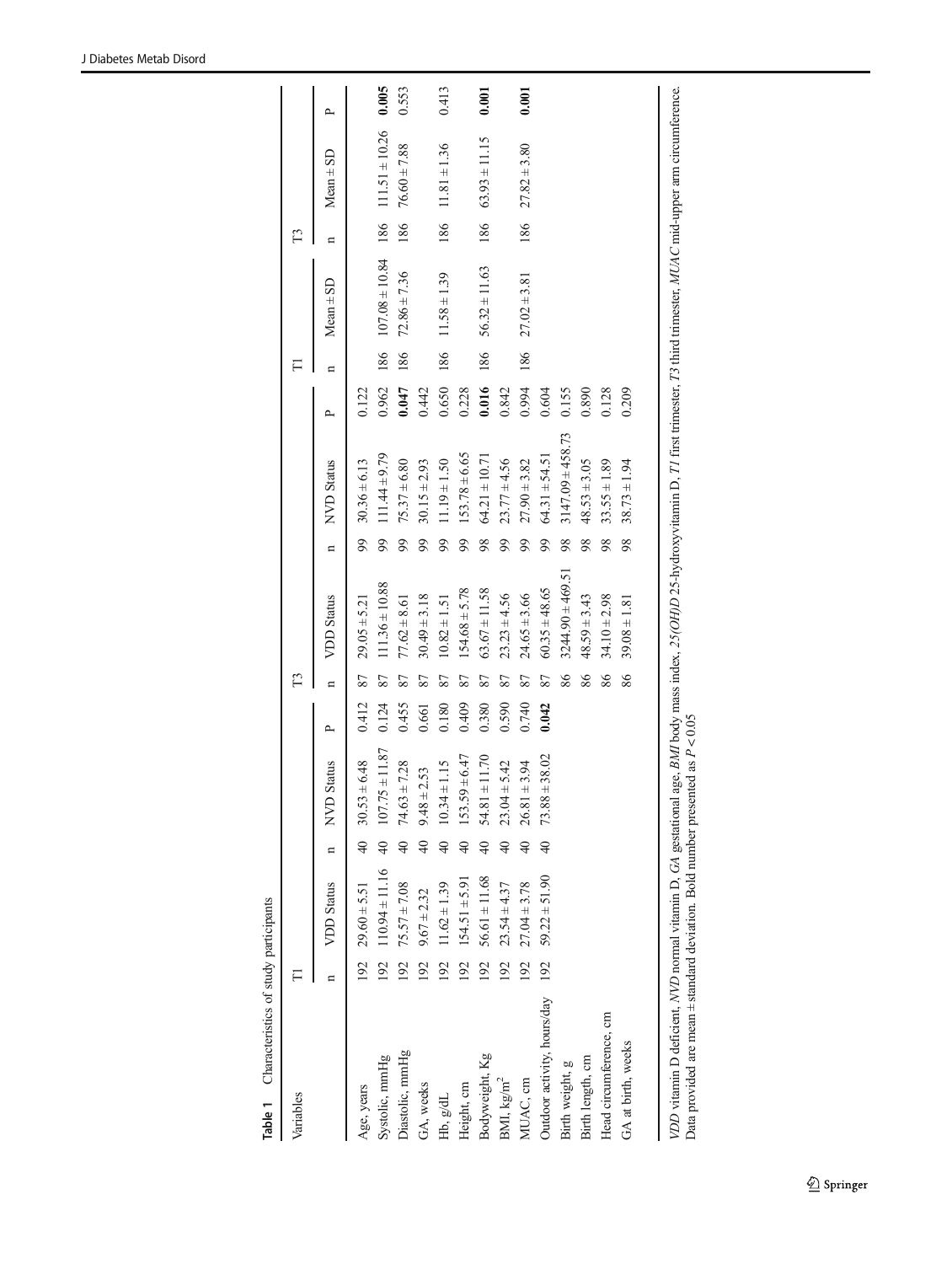**Table 1** Characteristics of study participants

| Variables | T1 | | | | | | T3 | | | | | | T1 | | T3 | | |
|---|---|---|---|---|---|---|---|---|---|---|---|---|---|---|---|---|---|
| | n | VDD Status | n | NVD Status | P | | n | VDD Status | n | NVD Status | P | | n | Mean ± SD | n | Mean ± SD | P |
| Age, years | 192 | 29.60 ± 5.51 | 40 | 30.53 ± 6.48 | 0.412 | | 87 | 29.05 ± 5.21 | 99 | 30.36 ± 6.13 | 0.122 | | | | | | |
| Systolic, mmHg | 192 | 110.94 ± 11.16 | 40 | 107.75 ± 11.87 | 0.124 | | 87 | 111.36 ± 10.88 | 99 | 111.44 ± 9.79 | 0.962 | | 186 | 107.08 ± 10.84 | 186 | 111.51 ± 10.26 | **0.005** |
| Diastolic, mmHg | 192 | 75.57 ± 7.08 | 40 | 74.63 ± 7.28 | 0.455 | | 87 | 77.62 ± 8.61 | 99 | 75.37 ± 6.80 | **0.047** | | 186 | 72.86 ± 7.36 | 186 | 76.60 ± 7.88 | 0.553 |
| GA, weeks | 192 | 9.67 ± 2.32 | 40 | 9.48 ± 2.53 | 0.661 | | 87 | 30.49 ± 3.18 | 99 | 30.15 ± 2.93 | 0.442 | | | | | | |
| Hb, g/dL | 192 | 11.62 ± 1.39 | 40 | 10.34 ± 1.15 | 0.180 | | 87 | 10.82 ± 1.51 | 99 | 11.19 ± 1.50 | 0.650 | | 186 | 11.58 ± 1.39 | 186 | 11.81 ± 1.36 | 0.413 |
| Height, cm | 192 | 154.51 ± 5.91 | 40 | 153.59 ± 6.47 | 0.409 | | 87 | 154.68 ± 5.78 | 99 | 153.78 ± 6.65 | 0.228 | | | | | | |
| Bodyweight, Kg | 192 | 56.61 ± 11.68 | 40 | 54.81 ± 11.70 | 0.380 | | 87 | 63.67 ± 11.58 | 98 | 64.21 ± 10.71 | **0.016** | | 186 | 56.32 ± 11.63 | 186 | 63.93 ± 11.15 | **0.001** |
| BMI, kg/m$^2$ | 192 | 23.54 ± 4.37 | 40 | 23.04 ± 5.42 | 0.590 | | 87 | 23.23 ± 4.56 | 99 | 23.77 ± 4.56 | 0.842 | | | | | | |
| MUAC, cm | 192 | 27.04 ± 3.78 | 40 | 26.81 ± 3.94 | 0.740 | | 87 | 24.65 ± 3.66 | 99 | 27.90 ± 3.82 | 0.994 | | 186 | 27.02 ± 3.81 | 186 | 27.82 ± 3.80 | **0.001** |
| Outdoor activity, hours/day | 192 | 59.22 ± 51.90 | 40 | 73.88 ± 38.02 | **0.042** | | 87 | 60.35 ± 48.65 | 99 | 64.31 ± 54.51 | 0.604 | | | | | | |
| Birth weight, g | | | | | | | 86 | 3244.90 ± 469.51 | 98 | 3147.09 ± 458.73 | 0.155 | | | | | | |
| Birth length, cm | | | | | | | 86 | 48.59 ± 3.43 | 98 | 48.53 ± 3.05 | 0.890 | | | | | | |
| Head circumference, cm | | | | | | | 86 | 34.10 ± 2.98 | 98 | 33.55 ± 1.89 | 0.128 | | | | | | |
| GA at birth, weeks | | | | | | | 86 | 39.08 ± 1.81 | 98 | 38.73 ± 1.94 | 0.209 | | | | | | |

*VDD* vitamin D deficient, *NVD* normal vitamin D, *GA* gestational age, *BMI* body mass index, *25(OH)D* 25-hydroxyvitamin D, *T1* first trimester, *T3* third trimester, *MUAC* mid-upper arm circumference. Data provided are mean ± standard deviation. Bold number presented as $P < 0.05$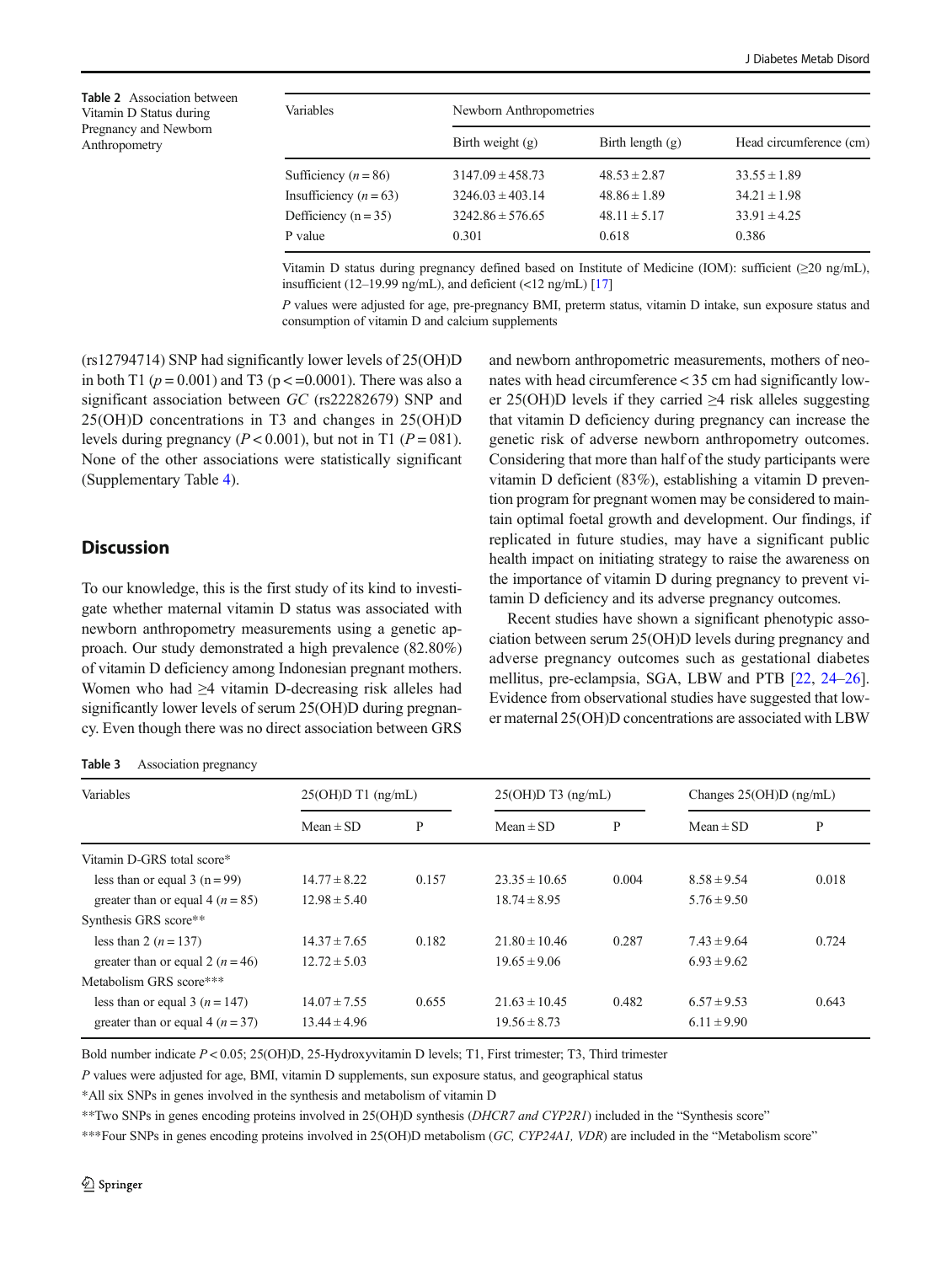**Table 2** Association between Vitamin D Status during Pregnancy and Newborn Anthropometry

| Variables | Newborn Anthropometries | | |
|---|---|---|---|
| | Birth weight (g) | Birth length (g) | Head circumference (cm) |
| Sufficiency ($n = 86$) | 3147.09 ± 458.73 | 48.53 ± 2.87 | 33.55 ± 1.89 |
| Insufficiency ($n = 63$) | 3246.03 ± 403.14 | 48.86 ± 1.89 | 34.21 ± 1.98 |
| Defficiency (n = 35) | 3242.86 ± 576.65 | 48.11 ± 5.17 | 33.91 ± 4.25 |
| P value | 0.301 | 0.618 | 0.386 |

Vitamin D status during pregnancy defined based on Institute of Medicine (IOM): sufficient (≥20 ng/mL), insufficient (12–19.99 ng/mL), and deficient (<12 ng/mL) [17]

*P* values were adjusted for age, pre-pregnancy BMI, preterm status, vitamin D intake, sun exposure status and consumption of vitamin D and calcium supplements

(rs12794714) SNP had significantly lower levels of 25(OH)D in both T1 ($p = 0.001$) and T3 ($p < =0.0001$). There was also a significant association between *GC* (rs22282679) SNP and 25(OH)D concentrations in T3 and changes in 25(OH)D levels during pregnancy ($P < 0.001$), but not in T1 ($P = 081$). None of the other associations were statistically significant (Supplementary Table 4).

## Discussion

To our knowledge, this is the first study of its kind to investigate whether maternal vitamin D status was associated with newborn anthropometry measurements using a genetic approach. Our study demonstrated a high prevalence (82.80%) of vitamin D deficiency among Indonesian pregnant mothers. Women who had ≥4 vitamin D-decreasing risk alleles had significantly lower levels of serum 25(OH)D during pregnancy. Even though there was no direct association between GRS and newborn anthropometric measurements, mothers of neonates with head circumference < 35 cm had significantly lower 25(OH)D levels if they carried ≥4 risk alleles suggesting that vitamin D deficiency during pregnancy can increase the genetic risk of adverse newborn anthropometry outcomes. Considering that more than half of the study participants were vitamin D deficient (83%), establishing a vitamin D prevention program for pregnant women may be considered to maintain optimal foetal growth and development. Our findings, if replicated in future studies, may have a significant public health impact on initiating strategy to raise the awareness on the importance of vitamin D during pregnancy to prevent vitamin D deficiency and its adverse pregnancy outcomes.

Recent studies have shown a significant phenotypic association between serum 25(OH)D levels during pregnancy and adverse pregnancy outcomes such as gestational diabetes mellitus, pre-eclampsia, SGA, LBW and PTB [22, 24–26]. Evidence from observational studies have suggested that lower maternal 25(OH)D concentrations are associated with LBW

**Table 3** Association pregnancy

| Variables | 25(OH)D T1 (ng/mL) | | 25(OH)D T3 (ng/mL) | | Changes 25(OH)D (ng/mL) | |
|---|---|---|---|---|---|---|
| | Mean ± SD | P | Mean ± SD | P | Mean ± SD | P |
| Vitamin D-GRS total score* | | | | | | |
| less than or equal 3 (n = 99) | 14.77 ± 8.22 | 0.157 | 23.35 ± 10.65 | 0.004 | 8.58 ± 9.54 | 0.018 |
| greater than or equal 4 ($n = 85$) | 12.98 ± 5.40 | | 18.74 ± 8.95 | | 5.76 ± 9.50 | |
| Synthesis GRS score** | | | | | | |
| less than 2 ($n = 137$) | 14.37 ± 7.65 | 0.182 | 21.80 ± 10.46 | 0.287 | 7.43 ± 9.64 | 0.724 |
| greater than or equal 2 ($n = 46$) | 12.72 ± 5.03 | | 19.65 ± 9.06 | | 6.93 ± 9.62 | |
| Metabolism GRS score*** | | | | | | |
| less than or equal 3 ($n = 147$) | 14.07 ± 7.55 | 0.655 | 21.63 ± 10.45 | 0.482 | 6.57 ± 9.53 | 0.643 |
| greater than or equal 4 ($n = 37$) | 13.44 ± 4.96 | | 19.56 ± 8.73 | | 6.11 ± 9.90 | |

Bold number indicate $P < 0.05$; 25(OH)D, 25-Hydroxyvitamin D levels; T1, First trimester; T3, Third trimester

*P* values were adjusted for age, BMI, vitamin D supplements, sun exposure status, and geographical status

*All six SNPs in genes involved in the synthesis and metabolism of vitamin D

**Two SNPs in genes encoding proteins involved in 25(OH)D synthesis (*DHCR7 and CYP2R1*) included in the "Synthesis score"

***Four SNPs in genes encoding proteins involved in 25(OH)D metabolism (*GC, CYP24A1, VDR*) are included in the "Metabolism score"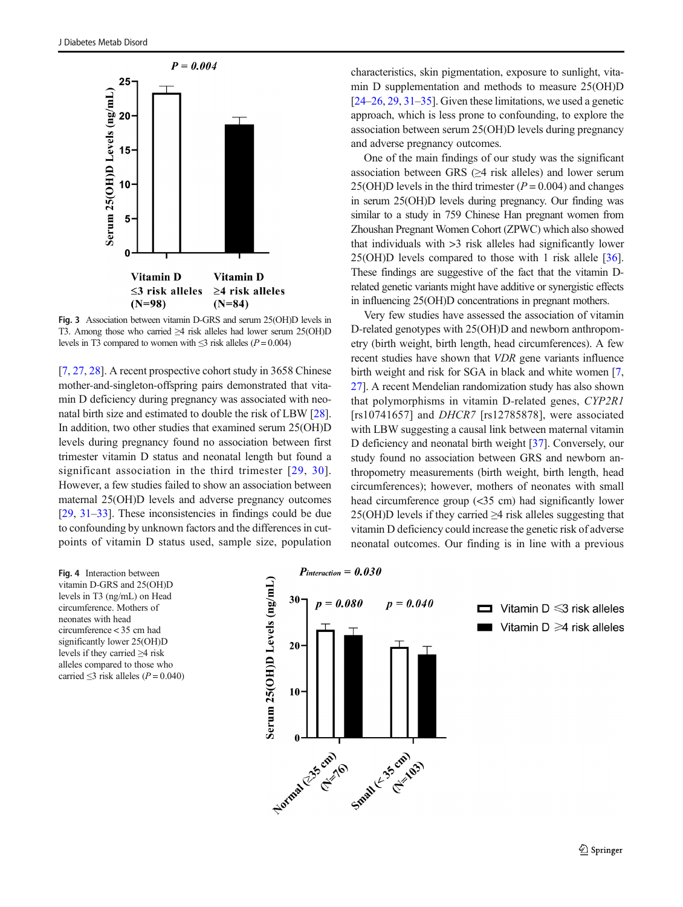Fig. 3 Association between vitamin D-GRS and serum 25(OH)D levels in T3. Among those who carried ≥4 risk alleles had lower serum 25(OH)D levels in T3 compared to women with ≤3 risk alleles ($P = 0.004$)

[7, 27, 28]. A recent prospective cohort study in 3658 Chinese mother-and-singleton-offspring pairs demonstrated that vitamin D deficiency during pregnancy was associated with neonatal birth size and estimated to double the risk of LBW [28]. In addition, two other studies that examined serum 25(OH)D levels during pregnancy found no association between first trimester vitamin D status and neonatal length but found a significant association in the third trimester [29, 30]. However, a few studies failed to show an association between maternal 25(OH)D levels and adverse pregnancy outcomes [29, 31–33]. These inconsistencies in findings could be due to confounding by unknown factors and the differences in cut-points of vitamin D status used, sample size, population characteristics, skin pigmentation, exposure to sunlight, vitamin D supplementation and methods to measure 25(OH)D [24–26, 29, 31–35]. Given these limitations, we used a genetic approach, which is less prone to confounding, to explore the association between serum 25(OH)D levels during pregnancy and adverse pregnancy outcomes.

One of the main findings of our study was the significant association between GRS (≥4 risk alleles) and lower serum 25(OH)D levels in the third trimester ($P = 0.004$) and changes in serum 25(OH)D levels during pregnancy. Our finding was similar to a study in 759 Chinese Han pregnant women from Zhoushan Pregnant Women Cohort (ZPWC) which also showed that individuals with >3 risk alleles had significantly lower 25(OH)D levels compared to those with 1 risk allele [36]. These findings are suggestive of the fact that the vitamin D-related genetic variants might have additive or synergistic effects in influencing 25(OH)D concentrations in pregnant mothers.

Very few studies have assessed the association of vitamin D-related genotypes with 25(OH)D and newborn anthropometry (birth weight, birth length, head circumferences). A few recent studies have shown that *VDR* gene variants influence birth weight and risk for SGA in black and white women [7, 27]. A recent Mendelian randomization study has also shown that polymorphisms in vitamin D-related genes, *CYP2R1* [rs10741657] and *DHCR7* [rs12785878], were associated with LBW suggesting a causal link between maternal vitamin D deficiency and neonatal birth weight [37]. Conversely, our study found no association between GRS and newborn anthropometry measurements (birth weight, birth length, head circumferences); however, mothers of neonates with small head circumference group (<35 cm) had significantly lower 25(OH)D levels if they carried ≥4 risk alleles suggesting that vitamin D deficiency could increase the genetic risk of adverse neonatal outcomes. Our finding is in line with a previous

Fig. 4 Interaction between vitamin D-GRS and 25(OH)D levels in T3 (ng/mL) on Head circumference. Mothers of neonates with head circumference < 35 cm had significantly lower 25(OH)D levels if they carried ≥4 risk alleles compared to those who carried ≤3 risk alleles ($P = 0.040$)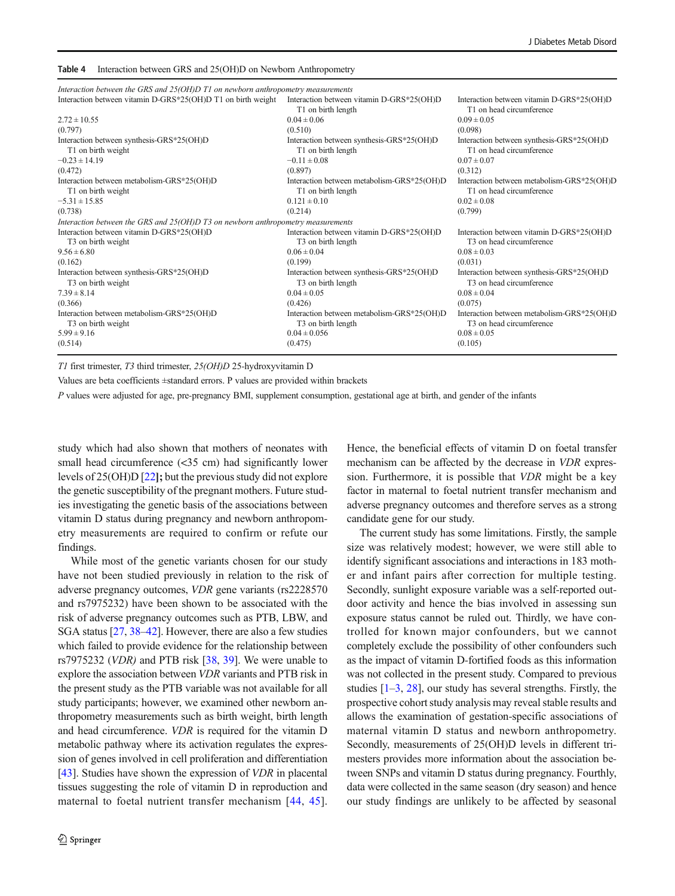**Table 4** Interaction between GRS and 25(OH)D on Newborn Anthropometry

| | | |
|---|---|---|
| *Interaction between the GRS and 25(OH)D T1 on newborn anthropometry measurements* | | |
| Interaction between vitamin D-GRS*25(OH)D T1 on birth weight | Interaction between vitamin D-GRS*25(OH)D T1 on birth length | Interaction between vitamin D-GRS*25(OH)D T1 on head circumference |
| 2.72 ± 10.55 | 0.04 ± 0.06 | 0.09 ± 0.05 |
| (0.797) | (0.510) | (0.098) |
| Interaction between synthesis-GRS*25(OH)D T1 on birth weight | Interaction between synthesis-GRS*25(OH)D T1 on birth length | Interaction between synthesis-GRS*25(OH)D T1 on head circumference |
| −0.23 ± 14.19 | −0.11 ± 0.08 | 0.07 ± 0.07 |
| (0.472) | (0.897) | (0.312) |
| Interaction between metabolism-GRS*25(OH)D T1 on birth weight | Interaction between metabolism-GRS*25(OH)D T1 on birth length | Interaction between metabolism-GRS*25(OH)D T1 on head circumference |
| −5.31 ± 15.85 | 0.121 ± 0.10 | 0.02 ± 0.08 |
| (0.738) | (0.214) | (0.799) |
| *Interaction between the GRS and 25(OH)D T3 on newborn anthropometry measurements* | | |
| Interaction between vitamin D-GRS*25(OH)D T3 on birth weight | Interaction between vitamin D-GRS*25(OH)D T3 on birth length | Interaction between vitamin D-GRS*25(OH)D T3 on head circumference |
| 9.56 ± 6.80 | 0.06 ± 0.04 | 0.08 ± 0.03 |
| (0.162) | (0.199) | (0.031) |
| Interaction between synthesis-GRS*25(OH)D T3 on birth weight | Interaction between synthesis-GRS*25(OH)D T3 on birth length | Interaction between synthesis-GRS*25(OH)D T3 on head circumference |
| 7.39 ± 8.14 | 0.04 ± 0.05 | 0.08 ± 0.04 |
| (0.366) | (0.426) | (0.075) |
| Interaction between metabolism-GRS*25(OH)D T3 on birth weight | Interaction between metabolism-GRS*25(OH)D T3 on birth length | Interaction between metabolism-GRS*25(OH)D T3 on head circumference |
| 5.99 ± 9.16 | 0.04 ± 0.056 | 0.08 ± 0.05 |
| (0.514) | (0.475) | (0.105) |

*T1* first trimester, *T3* third trimester, *25(OH)D* 25-hydroxyvitamin D

Values are beta coefficients ±standard errors. P values are provided within brackets

*P* values were adjusted for age, pre-pregnancy BMI, supplement consumption, gestational age at birth, and gender of the infants

study which had also shown that mothers of neonates with small head circumference (<35 cm) had significantly lower levels of 25(OH)D [22]; but the previous study did not explore the genetic susceptibility of the pregnant mothers. Future studies investigating the genetic basis of the associations between vitamin D status during pregnancy and newborn anthropometry measurements are required to confirm or refute our findings.

While most of the genetic variants chosen for our study have not been studied previously in relation to the risk of adverse pregnancy outcomes, *VDR* gene variants (rs2228570 and rs7975232) have been shown to be associated with the risk of adverse pregnancy outcomes such as PTB, LBW, and SGA status [27, 38–42]. However, there are also a few studies which failed to provide evidence for the relationship between rs7975232 (*VDR)* and PTB risk [38, 39]. We were unable to explore the association between *VDR* variants and PTB risk in the present study as the PTB variable was not available for all study participants; however, we examined other newborn anthropometry measurements such as birth weight, birth length and head circumference. *VDR* is required for the vitamin D metabolic pathway where its activation regulates the expression of genes involved in cell proliferation and differentiation [43]. Studies have shown the expression of *VDR* in placental tissues suggesting the role of vitamin D in reproduction and maternal to foetal nutrient transfer mechanism [44, 45]. Hence, the beneficial effects of vitamin D on foetal transfer mechanism can be affected by the decrease in *VDR* expression. Furthermore, it is possible that *VDR* might be a key factor in maternal to foetal nutrient transfer mechanism and adverse pregnancy outcomes and therefore serves as a strong candidate gene for our study.

The current study has some limitations. Firstly, the sample size was relatively modest; however, we were still able to identify significant associations and interactions in 183 mother and infant pairs after correction for multiple testing. Secondly, sunlight exposure variable was a self-reported outdoor activity and hence the bias involved in assessing sun exposure status cannot be ruled out. Thirdly, we have controlled for known major confounders, but we cannot completely exclude the possibility of other confounders such as the impact of vitamin D-fortified foods as this information was not collected in the present study. Compared to previous studies [1–3, 28], our study has several strengths. Firstly, the prospective cohort study analysis may reveal stable results and allows the examination of gestation-specific associations of maternal vitamin D status and newborn anthropometry. Secondly, measurements of 25(OH)D levels in different trimesters provides more information about the association between SNPs and vitamin D status during pregnancy. Fourthly, data were collected in the same season (dry season) and hence our study findings are unlikely to be affected by seasonal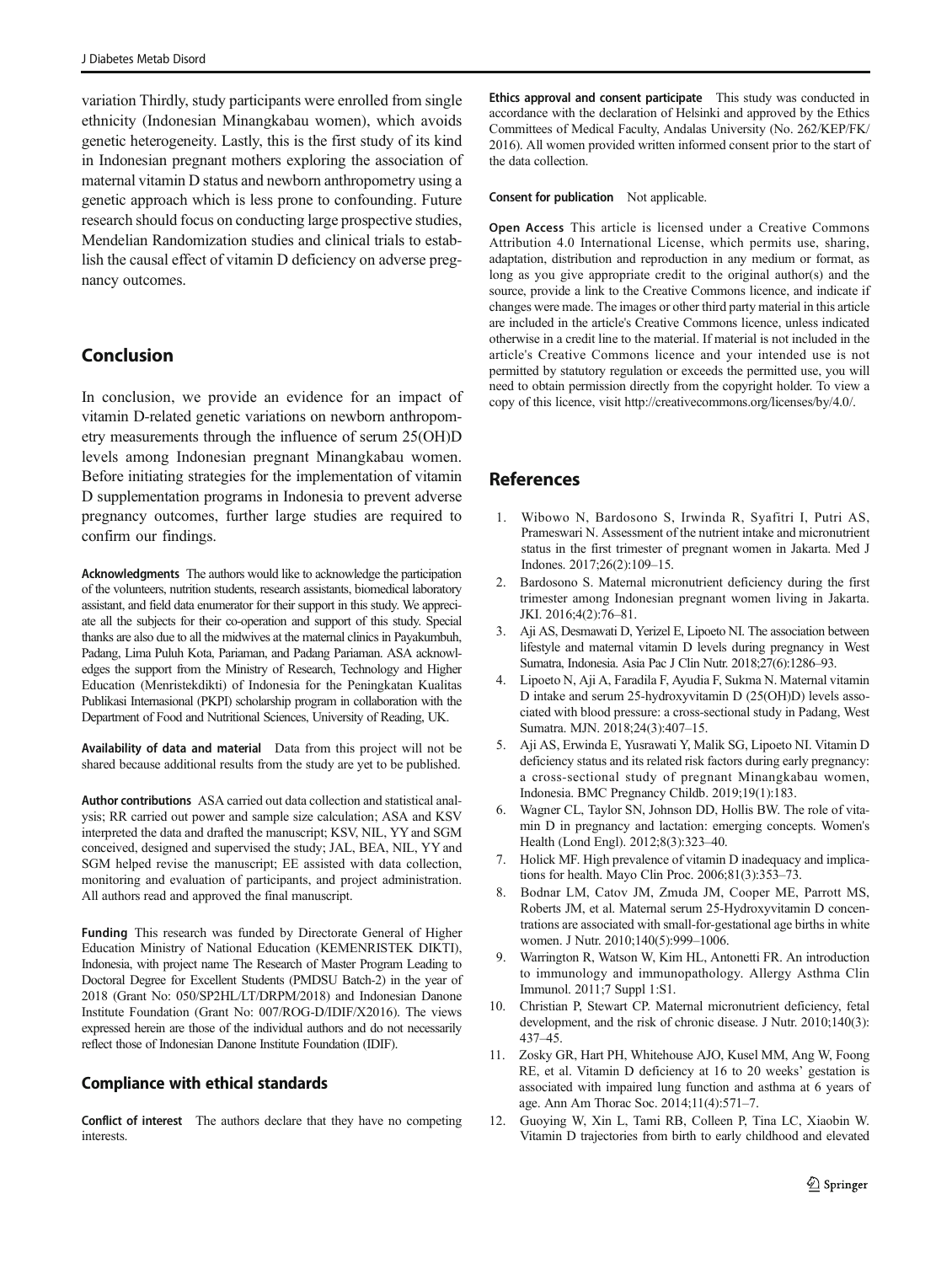variation Thirdly, study participants were enrolled from single ethnicity (Indonesian Minangkabau women), which avoids genetic heterogeneity. Lastly, this is the first study of its kind in Indonesian pregnant mothers exploring the association of maternal vitamin D status and newborn anthropometry using a genetic approach which is less prone to confounding. Future research should focus on conducting large prospective studies, Mendelian Randomization studies and clinical trials to establish the causal effect of vitamin D deficiency on adverse pregnancy outcomes.

## Conclusion

In conclusion, we provide an evidence for an impact of vitamin D-related genetic variations on newborn anthropometry measurements through the influence of serum 25(OH)D levels among Indonesian pregnant Minangkabau women. Before initiating strategies for the implementation of vitamin D supplementation programs in Indonesia to prevent adverse pregnancy outcomes, further large studies are required to confirm our findings.

**Acknowledgments** The authors would like to acknowledge the participation of the volunteers, nutrition students, research assistants, biomedical laboratory assistant, and field data enumerator for their support in this study. We appreciate all the subjects for their co-operation and support of this study. Special thanks are also due to all the midwives at the maternal clinics in Payakumbuh, Padang, Lima Puluh Kota, Pariaman, and Padang Pariaman. ASA acknowledges the support from the Ministry of Research, Technology and Higher Education (Menristekdikti) of Indonesia for the Peningkatan Kualitas Publikasi Internasional (PKPI) scholarship program in collaboration with the Department of Food and Nutritional Sciences, University of Reading, UK.

**Availability of data and material** Data from this project will not be shared because additional results from the study are yet to be published.

**Author contributions** ASA carried out data collection and statistical analysis; RR carried out power and sample size calculation; ASA and KSV interpreted the data and drafted the manuscript; KSV, NIL, YY and SGM conceived, designed and supervised the study; JAL, BEA, NIL, YY and SGM helped revise the manuscript; EE assisted with data collection, monitoring and evaluation of participants, and project administration. All authors read and approved the final manuscript.

**Funding** This research was funded by Directorate General of Higher Education Ministry of National Education (KEMENRISTEK DIKTI), Indonesia, with project name The Research of Master Program Leading to Doctoral Degree for Excellent Students (PMDSU Batch-2) in the year of 2018 (Grant No: 050/SP2HL/LT/DRPM/2018) and Indonesian Danone Institute Foundation (Grant No: 007/ROG-D/IDIF/X2016). The views expressed herein are those of the individual authors and do not necessarily reflect those of Indonesian Danone Institute Foundation (IDIF).

### Compliance with ethical standards

**Conflict of interest** The authors declare that they have no competing interests.

**Ethics approval and consent participate** This study was conducted in accordance with the declaration of Helsinki and approved by the Ethics Committees of Medical Faculty, Andalas University (No. 262/KEP/FK/2016). All women provided written informed consent prior to the start of the data collection.

**Consent for publication** Not applicable.

**Open Access** This article is licensed under a Creative Commons Attribution 4.0 International License, which permits use, sharing, adaptation, distribution and reproduction in any medium or format, as long as you give appropriate credit to the original author(s) and the source, provide a link to the Creative Commons licence, and indicate if changes were made. The images or other third party material in this article are included in the article's Creative Commons licence, unless indicated otherwise in a credit line to the material. If material is not included in the article's Creative Commons licence and your intended use is not permitted by statutory regulation or exceeds the permitted use, you will need to obtain permission directly from the copyright holder. To view a copy of this licence, visit http://creativecommons.org/licenses/by/4.0/.

## References

1. Wibowo N, Bardosono S, Irwinda R, Syafitri I, Putri AS, Prameswari N. Assessment of the nutrient intake and micronutrient status in the first trimester of pregnant women in Jakarta. Med J Indones. 2017;26(2):109–15.
2. Bardosono S. Maternal micronutrient deficiency during the first trimester among Indonesian pregnant women living in Jakarta. JKI. 2016;4(2):76–81.
3. Aji AS, Desmawati D, Yerizel E, Lipoeto NI. The association between lifestyle and maternal vitamin D levels during pregnancy in West Sumatra, Indonesia. Asia Pac J Clin Nutr. 2018;27(6):1286–93.
4. Lipoeto N, Aji A, Faradila F, Ayudia F, Sukma N. Maternal vitamin D intake and serum 25-hydroxyvitamin D (25(OH)D) levels associated with blood pressure: a cross-sectional study in Padang, West Sumatra. MJN. 2018;24(3):407–15.
5. Aji AS, Erwinda E, Yusrawati Y, Malik SG, Lipoeto NI. Vitamin D deficiency status and its related risk factors during early pregnancy: a cross-sectional study of pregnant Minangkabau women, Indonesia. BMC Pregnancy Childb. 2019;19(1):183.
6. Wagner CL, Taylor SN, Johnson DD, Hollis BW. The role of vitamin D in pregnancy and lactation: emerging concepts. Women's Health (Lond Engl). 2012;8(3):323–40.
7. Holick MF. High prevalence of vitamin D inadequacy and implications for health. Mayo Clin Proc. 2006;81(3):353–73.
8. Bodnar LM, Catov JM, Zmuda JM, Cooper ME, Parrott MS, Roberts JM, et al. Maternal serum 25-Hydroxyvitamin D concentrations are associated with small-for-gestational age births in white women. J Nutr. 2010;140(5):999–1006.
9. Warrington R, Watson W, Kim HL, Antonetti FR. An introduction to immunology and immunopathology. Allergy Asthma Clin Immunol. 2011;7 Suppl 1:S1.
10. Christian P, Stewart CP. Maternal micronutrient deficiency, fetal development, and the risk of chronic disease. J Nutr. 2010;140(3):437–45.
11. Zosky GR, Hart PH, Whitehouse AJO, Kusel MM, Ang W, Foong RE, et al. Vitamin D deficiency at 16 to 20 weeks' gestation is associated with impaired lung function and asthma at 6 years of age. Ann Am Thorac Soc. 2014;11(4):571–7.
12. Guoying W, Xin L, Tami RB, Colleen P, Tina LC, Xiaobin W. Vitamin D trajectories from birth to early childhood and elevated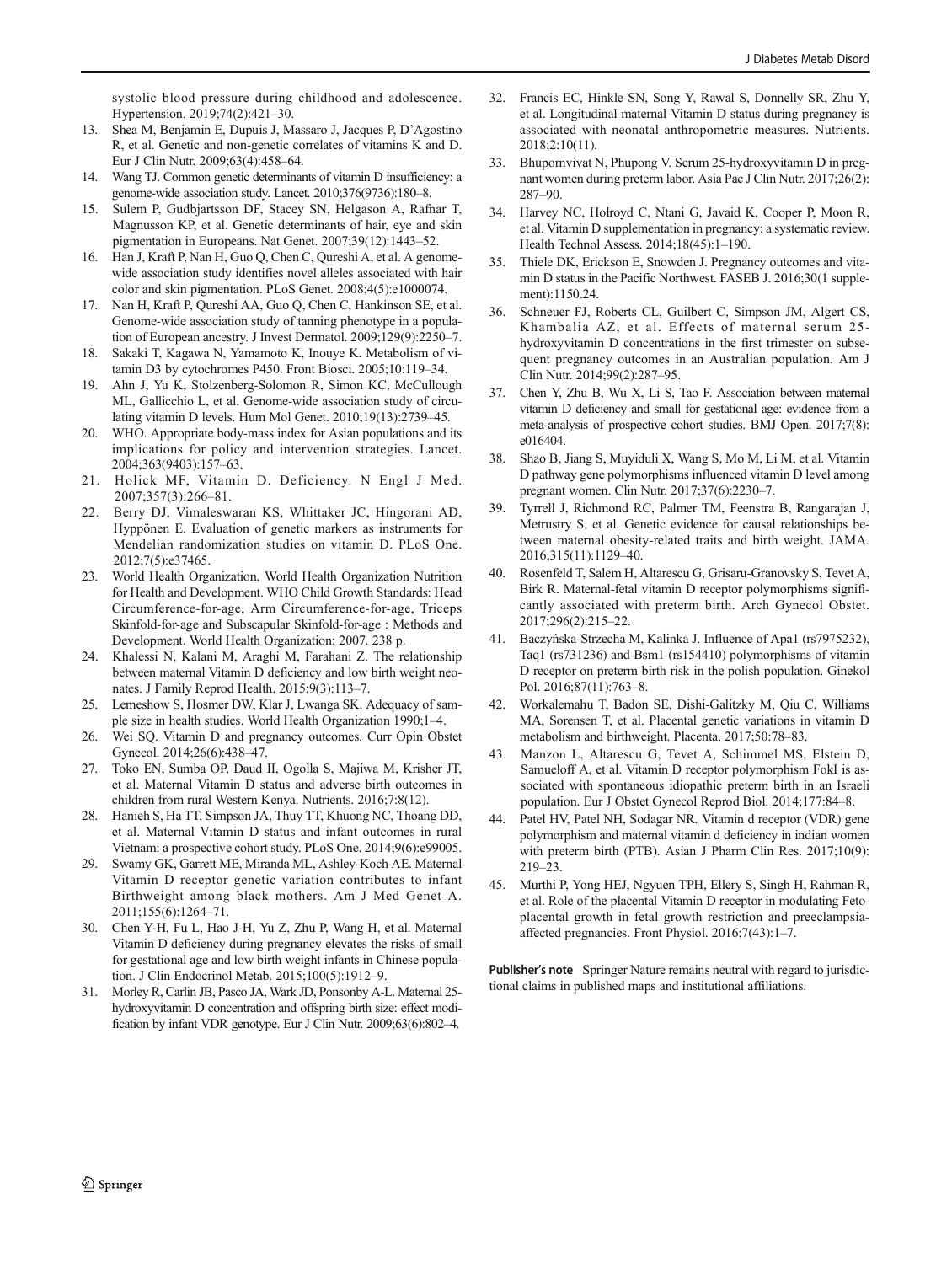systolic blood pressure during childhood and adolescence. Hypertension. 2019;74(2):421–30.

13. Shea M, Benjamin E, Dupuis J, Massaro J, Jacques P, D'Agostino R, et al. Genetic and non-genetic correlates of vitamins K and D. Eur J Clin Nutr. 2009;63(4):458–64.
14. Wang TJ. Common genetic determinants of vitamin D insufficiency: a genome-wide association study. Lancet. 2010;376(9736):180–8.
15. Sulem P, Gudbjartsson DF, Stacey SN, Helgason A, Rafnar T, Magnusson KP, et al. Genetic determinants of hair, eye and skin pigmentation in Europeans. Nat Genet. 2007;39(12):1443–52.
16. Han J, Kraft P, Nan H, Guo Q, Chen C, Qureshi A, et al. A genome-wide association study identifies novel alleles associated with hair color and skin pigmentation. PLoS Genet. 2008;4(5):e1000074.
17. Nan H, Kraft P, Qureshi AA, Guo Q, Chen C, Hankinson SE, et al. Genome-wide association study of tanning phenotype in a population of European ancestry. J Invest Dermatol. 2009;129(9):2250–7.
18. Sakaki T, Kagawa N, Yamamoto K, Inouye K. Metabolism of vitamin D3 by cytochromes P450. Front Biosci. 2005;10:119–34.
19. Ahn J, Yu K, Stolzenberg-Solomon R, Simon KC, McCullough ML, Gallicchio L, et al. Genome-wide association study of circulating vitamin D levels. Hum Mol Genet. 2010;19(13):2739–45.
20. WHO. Appropriate body-mass index for Asian populations and its implications for policy and intervention strategies. Lancet. 2004;363(9403):157–63.
21. Holick MF, Vitamin D. Deficiency. N Engl J Med. 2007;357(3):266–81.
22. Berry DJ, Vimaleswaran KS, Whittaker JC, Hingorani AD, Hyppönen E. Evaluation of genetic markers as instruments for Mendelian randomization studies on vitamin D. PLoS One. 2012;7(5):e37465.
23. World Health Organization, World Health Organization Nutrition for Health and Development. WHO Child Growth Standards: Head Circumference-for-age, Arm Circumference-for-age, Triceps Skinfold-for-age and Subscapular Skinfold-for-age : Methods and Development. World Health Organization; 2007. 238 p.
24. Khalessi N, Kalani M, Araghi M, Farahani Z. The relationship between maternal Vitamin D deficiency and low birth weight neonates. J Family Reprod Health. 2015;9(3):113–7.
25. Lemeshow S, Hosmer DW, Klar J, Lwanga SK. Adequacy of sample size in health studies. World Health Organization 1990;1–4.
26. Wei SQ. Vitamin D and pregnancy outcomes. Curr Opin Obstet Gynecol. 2014;26(6):438–47.
27. Toko EN, Sumba OP, Daud II, Ogolla S, Majiwa M, Krisher JT, et al. Maternal Vitamin D status and adverse birth outcomes in children from rural Western Kenya. Nutrients. 2016;7:8(12).
28. Hanieh S, Ha TT, Simpson JA, Thuy TT, Khuong NC, Thoang DD, et al. Maternal Vitamin D status and infant outcomes in rural Vietnam: a prospective cohort study. PLoS One. 2014;9(6):e99005.
29. Swamy GK, Garrett ME, Miranda ML, Ashley-Koch AE. Maternal Vitamin D receptor genetic variation contributes to infant Birthweight among black mothers. Am J Med Genet A. 2011;155(6):1264–71.
30. Chen Y-H, Fu L, Hao J-H, Yu Z, Zhu P, Wang H, et al. Maternal Vitamin D deficiency during pregnancy elevates the risks of small for gestational age and low birth weight infants in Chinese population. J Clin Endocrinol Metab. 2015;100(5):1912–9.
31. Morley R, Carlin JB, Pasco JA, Wark JD, Ponsonby A-L. Maternal 25-hydroxyvitamin D concentration and offspring birth size: effect modification by infant VDR genotype. Eur J Clin Nutr. 2009;63(6):802–4.
32. Francis EC, Hinkle SN, Song Y, Rawal S, Donnelly SR, Zhu Y, et al. Longitudinal maternal Vitamin D status during pregnancy is associated with neonatal anthropometric measures. Nutrients. 2018;2:10(11).
33. Bhupornvivat N, Phupong V. Serum 25-hydroxyvitamin D in pregnant women during preterm labor. Asia Pac J Clin Nutr. 2017;26(2):287–90.
34. Harvey NC, Holroyd C, Ntani G, Javaid K, Cooper P, Moon R, et al. Vitamin D supplementation in pregnancy: a systematic review. Health Technol Assess. 2014;18(45):1–190.
35. Thiele DK, Erickson E, Snowden J. Pregnancy outcomes and vitamin D status in the Pacific Northwest. FASEB J. 2016;30(1 supplement):1150.24.
36. Schneuer FJ, Roberts CL, Guilbert C, Simpson JM, Algert CS, Khambalia AZ, et al. Effects of maternal serum 25-hydroxyvitamin D concentrations in the first trimester on subsequent pregnancy outcomes in an Australian population. Am J Clin Nutr. 2014;99(2):287–95.
37. Chen Y, Zhu B, Wu X, Li S, Tao F. Association between maternal vitamin D deficiency and small for gestational age: evidence from a meta-analysis of prospective cohort studies. BMJ Open. 2017;7(8):e016404.
38. Shao B, Jiang S, Muyiduli X, Wang S, Mo M, Li M, et al. Vitamin D pathway gene polymorphisms influenced vitamin D level among pregnant women. Clin Nutr. 2017;37(6):2230–7.
39. Tyrrell J, Richmond RC, Palmer TM, Feenstra B, Rangarajan J, Metrustry S, et al. Genetic evidence for causal relationships between maternal obesity-related traits and birth weight. JAMA. 2016;315(11):1129–40.
40. Rosenfeld T, Salem H, Altarescu G, Grisaru-Granovsky S, Tevet A, Birk R. Maternal-fetal vitamin D receptor polymorphisms significantly associated with preterm birth. Arch Gynecol Obstet. 2017;296(2):215–22.
41. Baczyńska-Strzecha M, Kalinka J. Influence of Apa1 (rs7975232), Taq1 (rs731236) and Bsm1 (rs154410) polymorphisms of vitamin D receptor on preterm birth risk in the polish population. Ginekol Pol. 2016;87(11):763–8.
42. Workalemahu T, Badon SE, Dishi-Galitzky M, Qiu C, Williams MA, Sorensen T, et al. Placental genetic variations in vitamin D metabolism and birthweight. Placenta. 2017;50:78–83.
43. Manzon L, Altarescu G, Tevet A, Schimmel MS, Elstein D, Samueloff A, et al. Vitamin D receptor polymorphism FokI is associated with spontaneous idiopathic preterm birth in an Israeli population. Eur J Obstet Gynecol Reprod Biol. 2014;177:84–8.
44. Patel HV, Patel NH, Sodagar NR. Vitamin d receptor (VDR) gene polymorphism and maternal vitamin d deficiency in indian women with preterm birth (PTB). Asian J Pharm Clin Res. 2017;10(9):219–23.
45. Murthi P, Yong HEJ, Ngyuen TPH, Ellery S, Singh H, Rahman R, et al. Role of the placental Vitamin D receptor in modulating Feto-placental growth in fetal growth restriction and preeclampsia-affected pregnancies. Front Physiol. 2016;7(43):1–7.

**Publisher's note** Springer Nature remains neutral with regard to jurisdictional claims in published maps and institutional affiliations.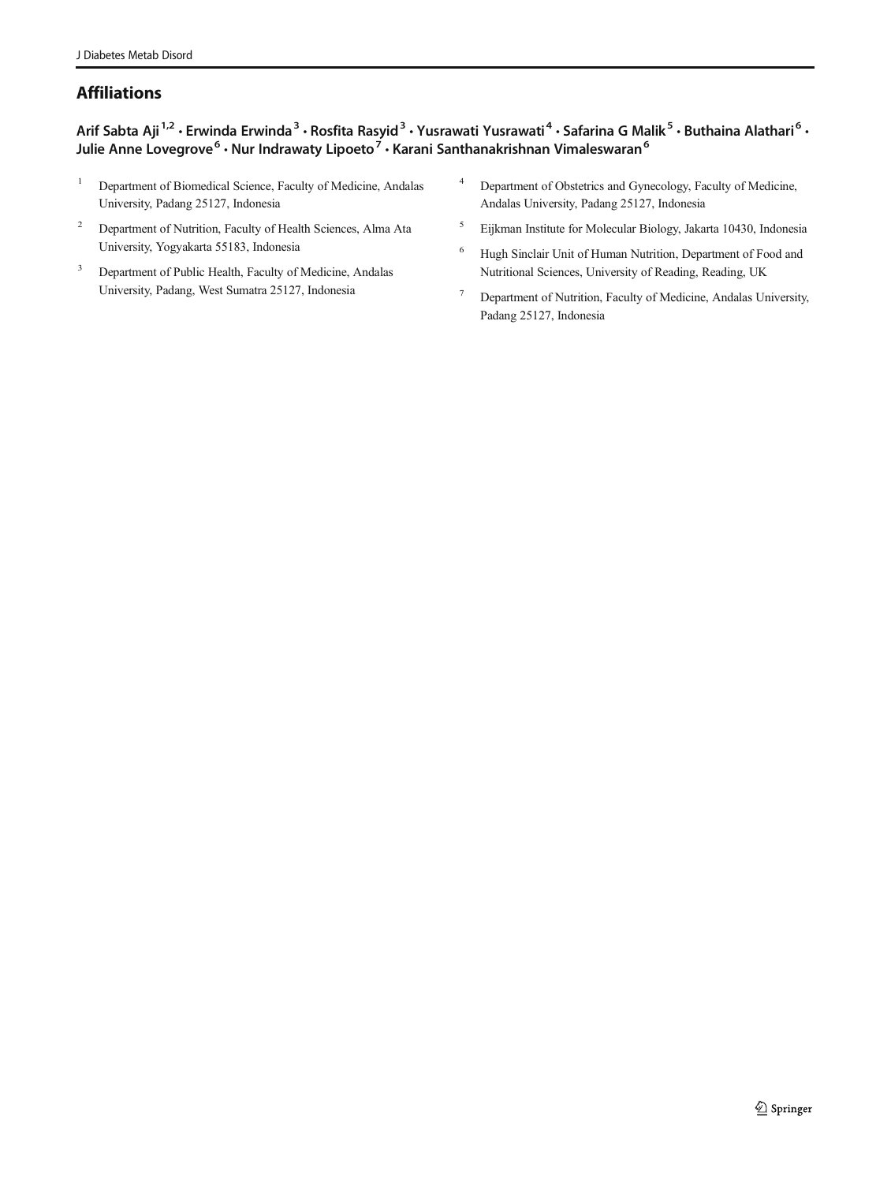## Affiliations

**Arif Sabta Aji[1,2] · Erwinda Erwinda[3] · Rosfita Rasyid[3] · Yusrawati Yusrawati[4] · Safarina G Malik[5] · Buthaina Alathari[6] · Julie Anne Lovegrove[6] · Nur Indrawaty Lipoeto[7] · Karani Santhanakrishnan Vimaleswaran[6]**

1. Department of Biomedical Science, Faculty of Medicine, Andalas University, Padang 25127, Indonesia
2. Department of Nutrition, Faculty of Health Sciences, Alma Ata University, Yogyakarta 55183, Indonesia
3. Department of Public Health, Faculty of Medicine, Andalas University, Padang, West Sumatra 25127, Indonesia
4. Department of Obstetrics and Gynecology, Faculty of Medicine, Andalas University, Padang 25127, Indonesia
5. Eijkman Institute for Molecular Biology, Jakarta 10430, Indonesia
6. Hugh Sinclair Unit of Human Nutrition, Department of Food and Nutritional Sciences, University of Reading, Reading, UK
7. Department of Nutrition, Faculty of Medicine, Andalas University, Padang 25127, Indonesia